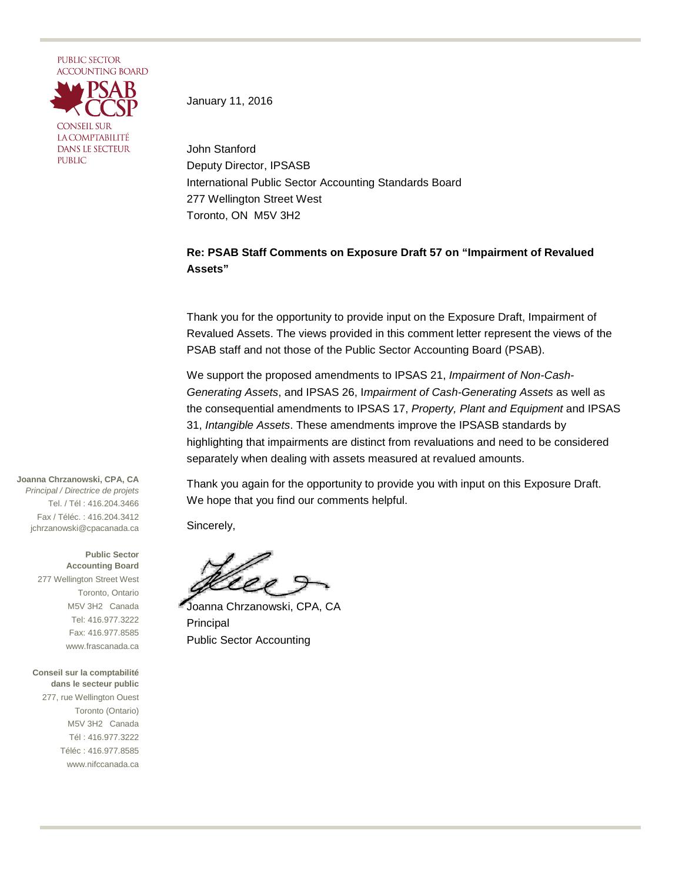PUBLIC SECTOR ACCOUNTING BOARD

PSAB CCSP

CONSEIL SUR LA COMPTABILITÉ DANS LE SECTEUR PUBLIC

January 11, 2016

John Stanford
Deputy Director, IPSASB
International Public Sector Accounting Standards Board
277 Wellington Street West
Toronto, ON M5V 3H2

**Re: PSAB Staff Comments on Exposure Draft 57 on "Impairment of Revalued Assets"**

Thank you for the opportunity to provide input on the Exposure Draft, Impairment of Revalued Assets. The views provided in this comment letter represent the views of the PSAB staff and not those of the Public Sector Accounting Board (PSAB).

We support the proposed amendments to IPSAS 21, *Impairment of Non-Cash-Generating Assets*, and IPSAS 26, I*mpairment of Cash-Generating Assets* as well as the consequential amendments to IPSAS 17, *Property, Plant and Equipment* and IPSAS 31, *Intangible Assets*. These amendments improve the IPSASB standards by highlighting that impairments are distinct from revaluations and need to be considered separately when dealing with assets measured at revalued amounts.

Thank you again for the opportunity to provide you with input on this Exposure Draft. We hope that you find our comments helpful.

Sincerely,

Joanna Chrzanowski, CPA, CA
Principal
Public Sector Accounting

**Joanna Chrzanowski, CPA, CA**
*Principal / Directrice de projets*
Tel. / Tél : 416.204.3466
Fax / Téléc. : 416.204.3412
jchrzanowski@cpacanada.ca

**Public Sector Accounting Board**
277 Wellington Street West
Toronto, Ontario
M5V 3H2 Canada
Tel: 416.977.3222
Fax: 416.977.8585
www.frascanada.ca

**Conseil sur la comptabilité dans le secteur public**
277, rue Wellington Ouest
Toronto (Ontario)
M5V 3H2 Canada
Tél : 416.977.3222
Téléc : 416.977.8585
www.nifccanada.ca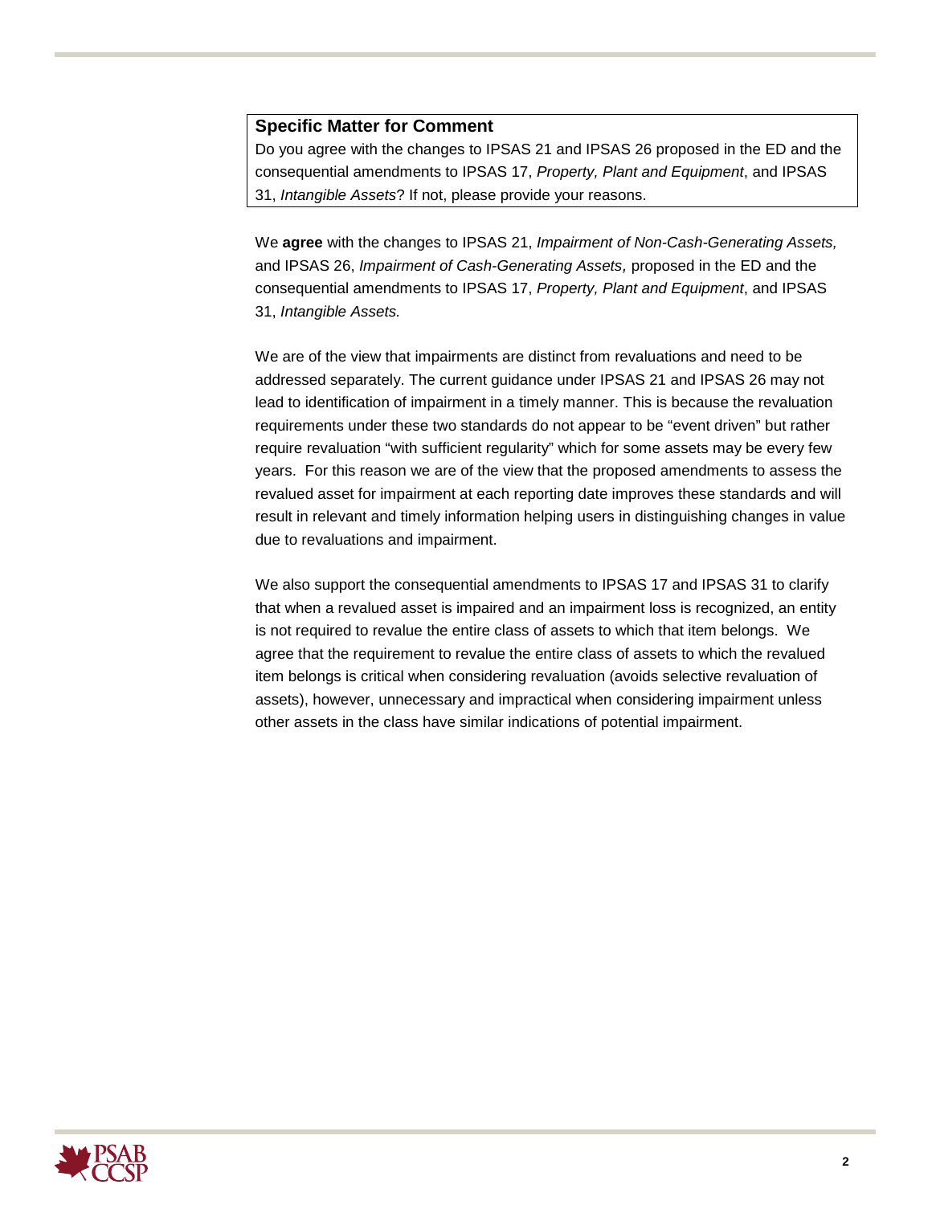**Specific Matter for Comment**

Do you agree with the changes to IPSAS 21 and IPSAS 26 proposed in the ED and the consequential amendments to IPSAS 17, *Property, Plant and Equipment*, and IPSAS 31, *Intangible Assets*? If not, please provide your reasons.

We **agree** with the changes to IPSAS 21, *Impairment of Non-Cash-Generating Assets,* and IPSAS 26, *Impairment of Cash-Generating Assets,* proposed in the ED and the consequential amendments to IPSAS 17, *Property, Plant and Equipment*, and IPSAS 31, *Intangible Assets.*

We are of the view that impairments are distinct from revaluations and need to be addressed separately. The current guidance under IPSAS 21 and IPSAS 26 may not lead to identification of impairment in a timely manner. This is because the revaluation requirements under these two standards do not appear to be "event driven" but rather require revaluation "with sufficient regularity" which for some assets may be every few years. For this reason we are of the view that the proposed amendments to assess the revalued asset for impairment at each reporting date improves these standards and will result in relevant and timely information helping users in distinguishing changes in value due to revaluations and impairment.

We also support the consequential amendments to IPSAS 17 and IPSAS 31 to clarify that when a revalued asset is impaired and an impairment loss is recognized, an entity is not required to revalue the entire class of assets to which that item belongs. We agree that the requirement to revalue the entire class of assets to which the revalued item belongs is critical when considering revaluation (avoids selective revaluation of assets), however, unnecessary and impractical when considering impairment unless other assets in the class have similar indications of potential impairment.